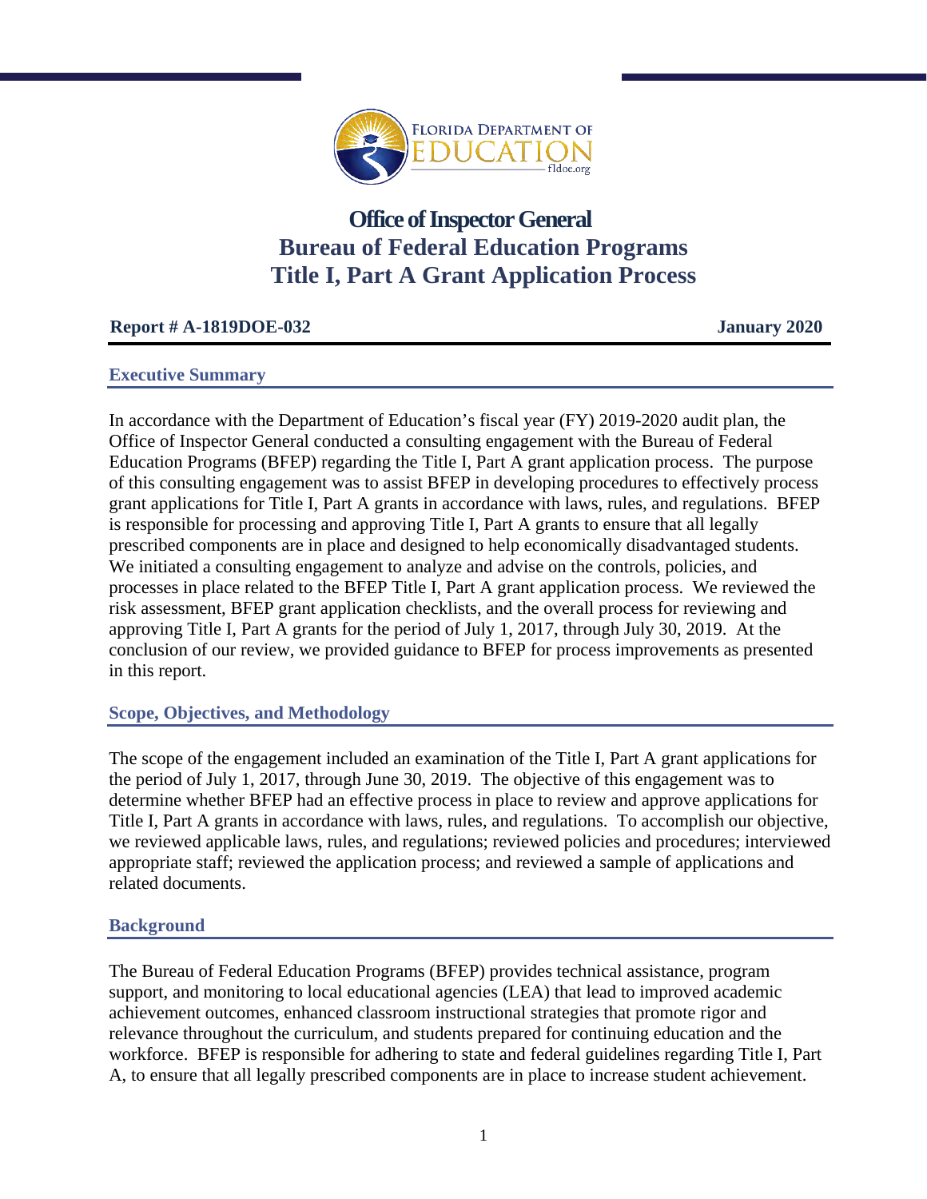# Office of Inspector General
# Bureau of Federal Education Programs
# Title I, Part A Grant Application Process

**Report # A-1819DOE-032** **January 2020**

## Executive Summary

In accordance with the Department of Education's fiscal year (FY) 2019-2020 audit plan, the Office of Inspector General conducted a consulting engagement with the Bureau of Federal Education Programs (BFEP) regarding the Title I, Part A grant application process. The purpose of this consulting engagement was to assist BFEP in developing procedures to effectively process grant applications for Title I, Part A grants in accordance with laws, rules, and regulations. BFEP is responsible for processing and approving Title I, Part A grants to ensure that all legally prescribed components are in place and designed to help economically disadvantaged students. We initiated a consulting engagement to analyze and advise on the controls, policies, and processes in place related to the BFEP Title I, Part A grant application process. We reviewed the risk assessment, BFEP grant application checklists, and the overall process for reviewing and approving Title I, Part A grants for the period of July 1, 2017, through July 30, 2019. At the conclusion of our review, we provided guidance to BFEP for process improvements as presented in this report.

## Scope, Objectives, and Methodology

The scope of the engagement included an examination of the Title I, Part A grant applications for the period of July 1, 2017, through June 30, 2019. The objective of this engagement was to determine whether BFEP had an effective process in place to review and approve applications for Title I, Part A grants in accordance with laws, rules, and regulations. To accomplish our objective, we reviewed applicable laws, rules, and regulations; reviewed policies and procedures; interviewed appropriate staff; reviewed the application process; and reviewed a sample of applications and related documents.

## Background

The Bureau of Federal Education Programs (BFEP) provides technical assistance, program support, and monitoring to local educational agencies (LEA) that lead to improved academic achievement outcomes, enhanced classroom instructional strategies that promote rigor and relevance throughout the curriculum, and students prepared for continuing education and the workforce. BFEP is responsible for adhering to state and federal guidelines regarding Title I, Part A, to ensure that all legally prescribed components are in place to increase student achievement.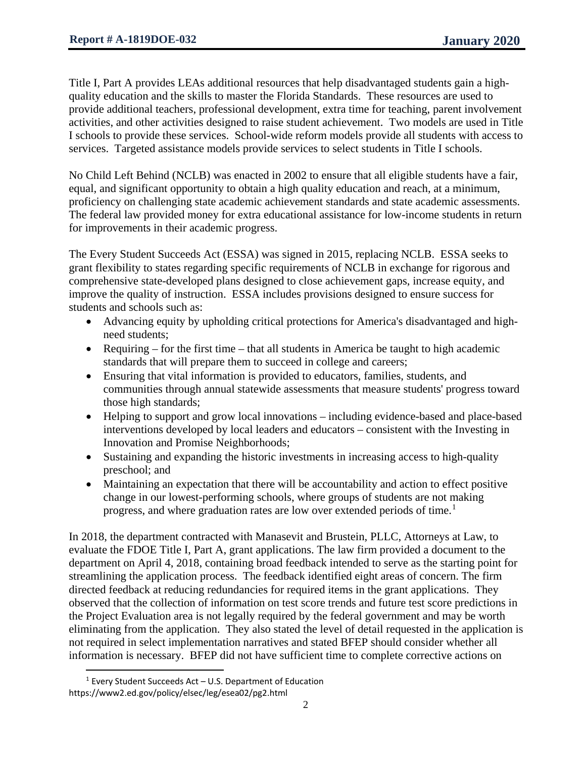Title I, Part A provides LEAs additional resources that help disadvantaged students gain a high-quality education and the skills to master the Florida Standards. These resources are used to provide additional teachers, professional development, extra time for teaching, parent involvement activities, and other activities designed to raise student achievement. Two models are used in Title I schools to provide these services. School-wide reform models provide all students with access to services. Targeted assistance models provide services to select students in Title I schools.

No Child Left Behind (NCLB) was enacted in 2002 to ensure that all eligible students have a fair, equal, and significant opportunity to obtain a high quality education and reach, at a minimum, proficiency on challenging state academic achievement standards and state academic assessments. The federal law provided money for extra educational assistance for low-income students in return for improvements in their academic progress.

The Every Student Succeeds Act (ESSA) was signed in 2015, replacing NCLB. ESSA seeks to grant flexibility to states regarding specific requirements of NCLB in exchange for rigorous and comprehensive state-developed plans designed to close achievement gaps, increase equity, and improve the quality of instruction. ESSA includes provisions designed to ensure success for students and schools such as:

- Advancing equity by upholding critical protections for America's disadvantaged and high-need students;
- Requiring – for the first time – that all students in America be taught to high academic standards that will prepare them to succeed in college and careers;
- Ensuring that vital information is provided to educators, families, students, and communities through annual statewide assessments that measure students' progress toward those high standards;
- Helping to support and grow local innovations – including evidence-based and place-based interventions developed by local leaders and educators – consistent with the Investing in Innovation and Promise Neighborhoods;
- Sustaining and expanding the historic investments in increasing access to high-quality preschool; and
- Maintaining an expectation that there will be accountability and action to effect positive change in our lowest-performing schools, where groups of students are not making progress, and where graduation rates are low over extended periods of time.[1]

In 2018, the department contracted with Manasevit and Brustein, PLLC, Attorneys at Law, to evaluate the FDOE Title I, Part A, grant applications. The law firm provided a document to the department on April 4, 2018, containing broad feedback intended to serve as the starting point for streamlining the application process. The feedback identified eight areas of concern. The firm directed feedback at reducing redundancies for required items in the grant applications. They observed that the collection of information on test score trends and future test score predictions in the Project Evaluation area is not legally required by the federal government and may be worth eliminating from the application. They also stated the level of detail requested in the application is not required in select implementation narratives and stated BFEP should consider whether all information is necessary. BFEP did not have sufficient time to complete corrective actions on

[1] Every Student Succeeds Act – U.S. Department of Education https://www2.ed.gov/policy/elsec/leg/esea02/pg2.html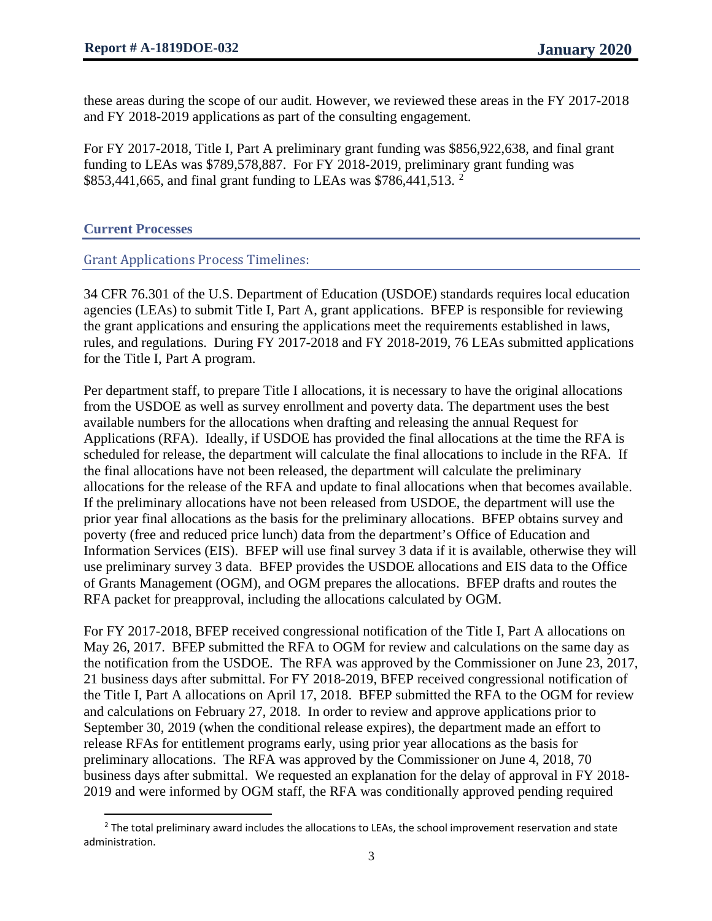these areas during the scope of our audit. However, we reviewed these areas in the FY 2017-2018 and FY 2018-2019 applications as part of the consulting engagement.

For FY 2017-2018, Title I, Part A preliminary grant funding was $856,922,638, and final grant funding to LEAs was $789,578,887. For FY 2018-2019, preliminary grant funding was $853,441,665, and final grant funding to LEAs was $786,441,513. [2]

## Current Processes

### Grant Applications Process Timelines:

34 CFR 76.301 of the U.S. Department of Education (USDOE) standards requires local education agencies (LEAs) to submit Title I, Part A, grant applications. BFEP is responsible for reviewing the grant applications and ensuring the applications meet the requirements established in laws, rules, and regulations. During FY 2017-2018 and FY 2018-2019, 76 LEAs submitted applications for the Title I, Part A program.

Per department staff, to prepare Title I allocations, it is necessary to have the original allocations from the USDOE as well as survey enrollment and poverty data. The department uses the best available numbers for the allocations when drafting and releasing the annual Request for Applications (RFA). Ideally, if USDOE has provided the final allocations at the time the RFA is scheduled for release, the department will calculate the final allocations to include in the RFA. If the final allocations have not been released, the department will calculate the preliminary allocations for the release of the RFA and update to final allocations when that becomes available. If the preliminary allocations have not been released from USDOE, the department will use the prior year final allocations as the basis for the preliminary allocations. BFEP obtains survey and poverty (free and reduced price lunch) data from the department's Office of Education and Information Services (EIS). BFEP will use final survey 3 data if it is available, otherwise they will use preliminary survey 3 data. BFEP provides the USDOE allocations and EIS data to the Office of Grants Management (OGM), and OGM prepares the allocations. BFEP drafts and routes the RFA packet for preapproval, including the allocations calculated by OGM.

For FY 2017-2018, BFEP received congressional notification of the Title I, Part A allocations on May 26, 2017. BFEP submitted the RFA to OGM for review and calculations on the same day as the notification from the USDOE. The RFA was approved by the Commissioner on June 23, 2017, 21 business days after submittal. For FY 2018-2019, BFEP received congressional notification of the Title I, Part A allocations on April 17, 2018. BFEP submitted the RFA to the OGM for review and calculations on February 27, 2018. In order to review and approve applications prior to September 30, 2019 (when the conditional release expires), the department made an effort to release RFAs for entitlement programs early, using prior year allocations as the basis for preliminary allocations. The RFA was approved by the Commissioner on June 4, 2018, 70 business days after submittal. We requested an explanation for the delay of approval in FY 2018-2019 and were informed by OGM staff, the RFA was conditionally approved pending required

[2] The total preliminary award includes the allocations to LEAs, the school improvement reservation and state administration.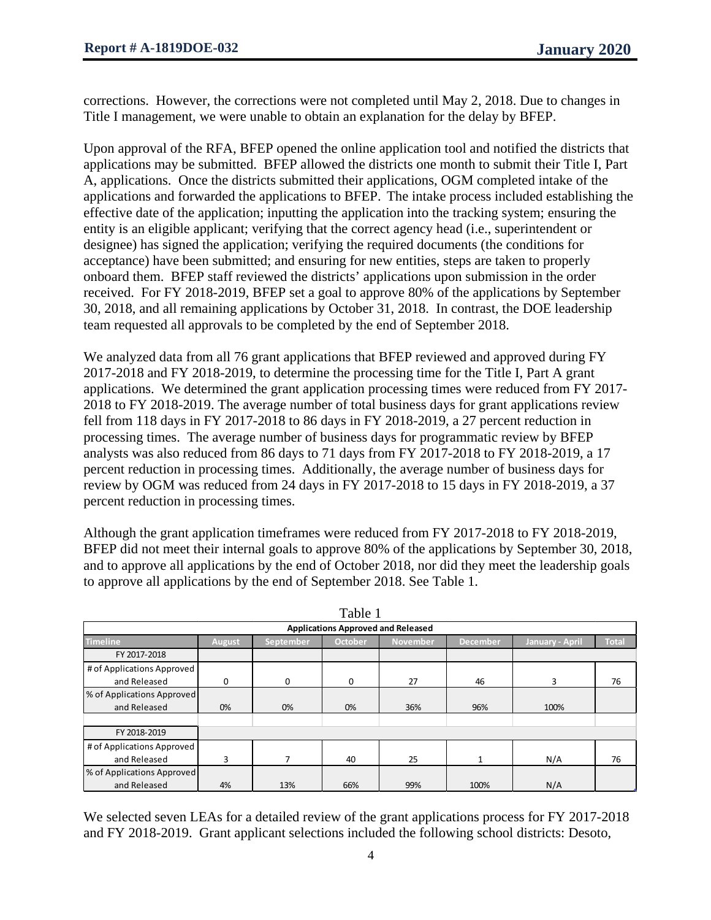corrections. However, the corrections were not completed until May 2, 2018. Due to changes in Title I management, we were unable to obtain an explanation for the delay by BFEP.

Upon approval of the RFA, BFEP opened the online application tool and notified the districts that applications may be submitted. BFEP allowed the districts one month to submit their Title I, Part A, applications. Once the districts submitted their applications, OGM completed intake of the applications and forwarded the applications to BFEP. The intake process included establishing the effective date of the application; inputting the application into the tracking system; ensuring the entity is an eligible applicant; verifying that the correct agency head (i.e., superintendent or designee) has signed the application; verifying the required documents (the conditions for acceptance) have been submitted; and ensuring for new entities, steps are taken to properly onboard them. BFEP staff reviewed the districts' applications upon submission in the order received. For FY 2018-2019, BFEP set a goal to approve 80% of the applications by September 30, 2018, and all remaining applications by October 31, 2018. In contrast, the DOE leadership team requested all approvals to be completed by the end of September 2018.

We analyzed data from all 76 grant applications that BFEP reviewed and approved during FY 2017-2018 and FY 2018-2019, to determine the processing time for the Title I, Part A grant applications. We determined the grant application processing times were reduced from FY 2017-2018 to FY 2018-2019. The average number of total business days for grant applications review fell from 118 days in FY 2017-2018 to 86 days in FY 2018-2019, a 27 percent reduction in processing times. The average number of business days for programmatic review by BFEP analysts was also reduced from 86 days to 71 days from FY 2017-2018 to FY 2018-2019, a 17 percent reduction in processing times. Additionally, the average number of business days for review by OGM was reduced from 24 days in FY 2017-2018 to 15 days in FY 2018-2019, a 37 percent reduction in processing times.

Although the grant application timeframes were reduced from FY 2017-2018 to FY 2018-2019, BFEP did not meet their internal goals to approve 80% of the applications by September 30, 2018, and to approve all applications by the end of October 2018, nor did they meet the leadership goals to approve all applications by the end of September 2018. See Table 1.

Table 1

**Applications Approved and Released**

| Timeline | August | September | October | November | December | January - April | Total |
|---|---|---|---|---|---|---|---|
| FY 2017-2018 | | | | | | | |
| # of Applications Approved and Released | 0 | 0 | 0 | 27 | 46 | 3 | 76 |
| % of Applications Approved and Released | 0% | 0% | 0% | 36% | 96% | 100% | |
| | | | | | | | |
| FY 2018-2019 | | | | | | | |
| # of Applications Approved and Released | 3 | 7 | 40 | 25 | 1 | N/A | 76 |
| % of Applications Approved and Released | 4% | 13% | 66% | 99% | 100% | N/A | |

We selected seven LEAs for a detailed review of the grant applications process for FY 2017-2018 and FY 2018-2019. Grant applicant selections included the following school districts: Desoto,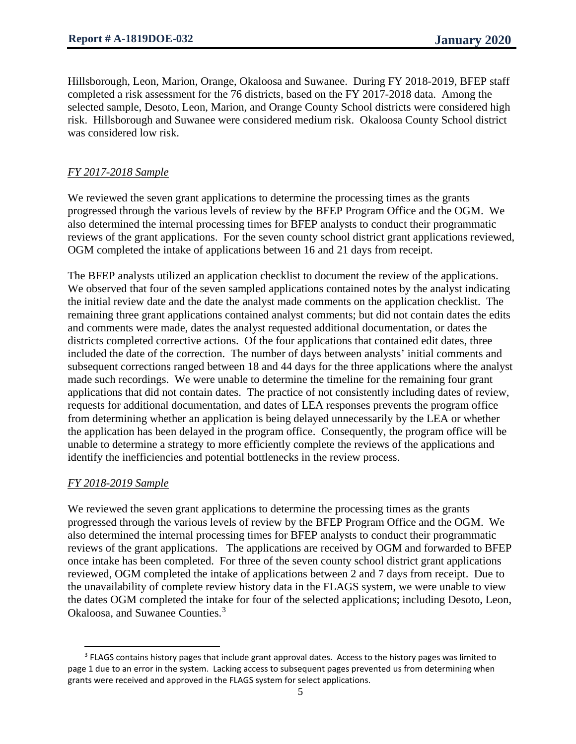Hillsborough, Leon, Marion, Orange, Okaloosa and Suwanee. During FY 2018-2019, BFEP staff completed a risk assessment for the 76 districts, based on the FY 2017-2018 data. Among the selected sample, Desoto, Leon, Marion, and Orange County School districts were considered high risk. Hillsborough and Suwanee were considered medium risk. Okaloosa County School district was considered low risk.

*FY 2017-2018 Sample*

We reviewed the seven grant applications to determine the processing times as the grants progressed through the various levels of review by the BFEP Program Office and the OGM. We also determined the internal processing times for BFEP analysts to conduct their programmatic reviews of the grant applications. For the seven county school district grant applications reviewed, OGM completed the intake of applications between 16 and 21 days from receipt.

The BFEP analysts utilized an application checklist to document the review of the applications. We observed that four of the seven sampled applications contained notes by the analyst indicating the initial review date and the date the analyst made comments on the application checklist. The remaining three grant applications contained analyst comments; but did not contain dates the edits and comments were made, dates the analyst requested additional documentation, or dates the districts completed corrective actions. Of the four applications that contained edit dates, three included the date of the correction. The number of days between analysts' initial comments and subsequent corrections ranged between 18 and 44 days for the three applications where the analyst made such recordings. We were unable to determine the timeline for the remaining four grant applications that did not contain dates. The practice of not consistently including dates of review, requests for additional documentation, and dates of LEA responses prevents the program office from determining whether an application is being delayed unnecessarily by the LEA or whether the application has been delayed in the program office. Consequently, the program office will be unable to determine a strategy to more efficiently complete the reviews of the applications and identify the inefficiencies and potential bottlenecks in the review process.

*FY 2018-2019 Sample*

We reviewed the seven grant applications to determine the processing times as the grants progressed through the various levels of review by the BFEP Program Office and the OGM. We also determined the internal processing times for BFEP analysts to conduct their programmatic reviews of the grant applications. The applications are received by OGM and forwarded to BFEP once intake has been completed. For three of the seven county school district grant applications reviewed, OGM completed the intake of applications between 2 and 7 days from receipt. Due to the unavailability of complete review history data in the FLAGS system, we were unable to view the dates OGM completed the intake for four of the selected applications; including Desoto, Leon, Okaloosa, and Suwanee Counties.[3]

[3] FLAGS contains history pages that include grant approval dates. Access to the history pages was limited to page 1 due to an error in the system. Lacking access to subsequent pages prevented us from determining when grants were received and approved in the FLAGS system for select applications.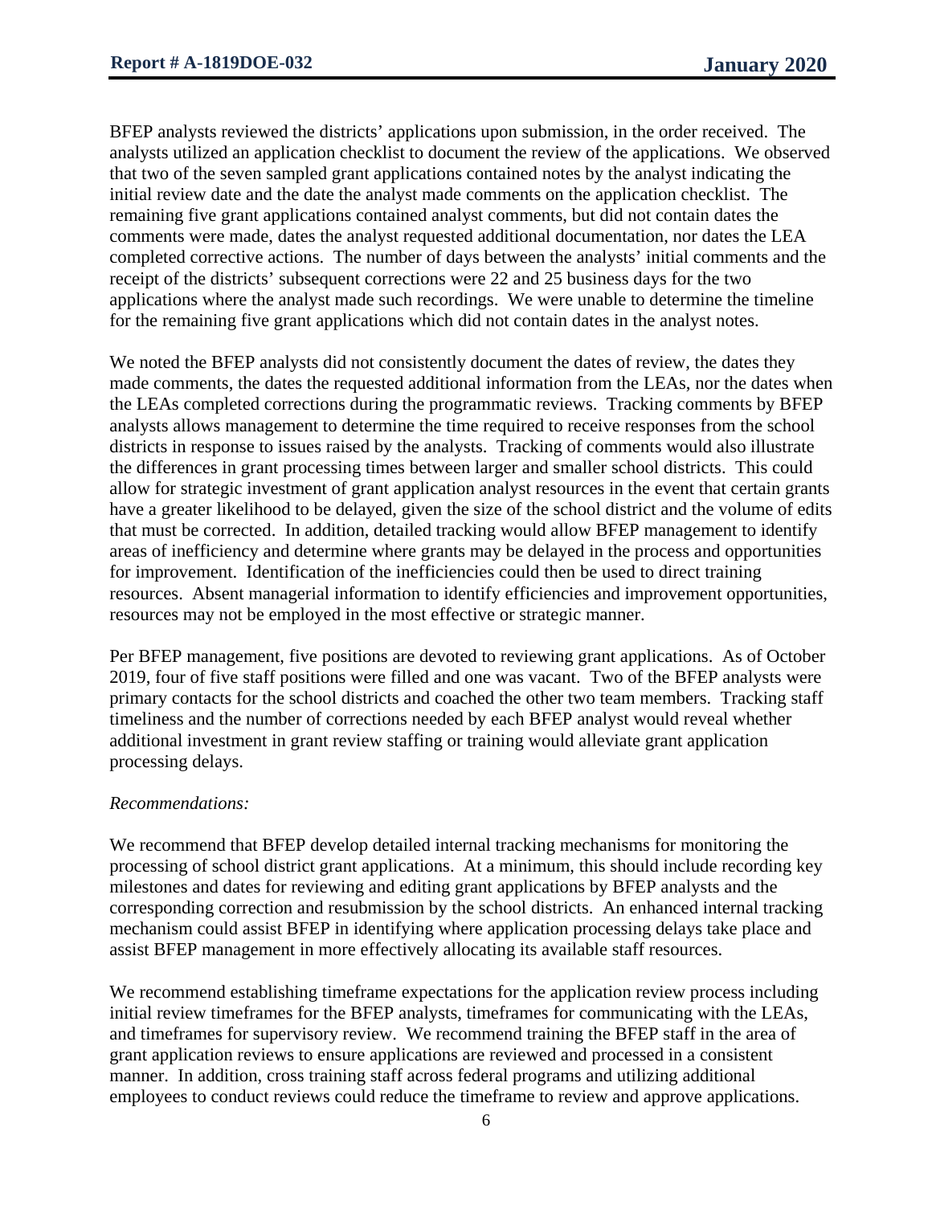BFEP analysts reviewed the districts' applications upon submission, in the order received. The analysts utilized an application checklist to document the review of the applications. We observed that two of the seven sampled grant applications contained notes by the analyst indicating the initial review date and the date the analyst made comments on the application checklist. The remaining five grant applications contained analyst comments, but did not contain dates the comments were made, dates the analyst requested additional documentation, nor dates the LEA completed corrective actions. The number of days between the analysts' initial comments and the receipt of the districts' subsequent corrections were 22 and 25 business days for the two applications where the analyst made such recordings. We were unable to determine the timeline for the remaining five grant applications which did not contain dates in the analyst notes.

We noted the BFEP analysts did not consistently document the dates of review, the dates they made comments, the dates the requested additional information from the LEAs, nor the dates when the LEAs completed corrections during the programmatic reviews. Tracking comments by BFEP analysts allows management to determine the time required to receive responses from the school districts in response to issues raised by the analysts. Tracking of comments would also illustrate the differences in grant processing times between larger and smaller school districts. This could allow for strategic investment of grant application analyst resources in the event that certain grants have a greater likelihood to be delayed, given the size of the school district and the volume of edits that must be corrected. In addition, detailed tracking would allow BFEP management to identify areas of inefficiency and determine where grants may be delayed in the process and opportunities for improvement. Identification of the inefficiencies could then be used to direct training resources. Absent managerial information to identify efficiencies and improvement opportunities, resources may not be employed in the most effective or strategic manner.

Per BFEP management, five positions are devoted to reviewing grant applications. As of October 2019, four of five staff positions were filled and one was vacant. Two of the BFEP analysts were primary contacts for the school districts and coached the other two team members. Tracking staff timeliness and the number of corrections needed by each BFEP analyst would reveal whether additional investment in grant review staffing or training would alleviate grant application processing delays.

*Recommendations:*

We recommend that BFEP develop detailed internal tracking mechanisms for monitoring the processing of school district grant applications. At a minimum, this should include recording key milestones and dates for reviewing and editing grant applications by BFEP analysts and the corresponding correction and resubmission by the school districts. An enhanced internal tracking mechanism could assist BFEP in identifying where application processing delays take place and assist BFEP management in more effectively allocating its available staff resources.

We recommend establishing timeframe expectations for the application review process including initial review timeframes for the BFEP analysts, timeframes for communicating with the LEAs, and timeframes for supervisory review. We recommend training the BFEP staff in the area of grant application reviews to ensure applications are reviewed and processed in a consistent manner. In addition, cross training staff across federal programs and utilizing additional employees to conduct reviews could reduce the timeframe to review and approve applications.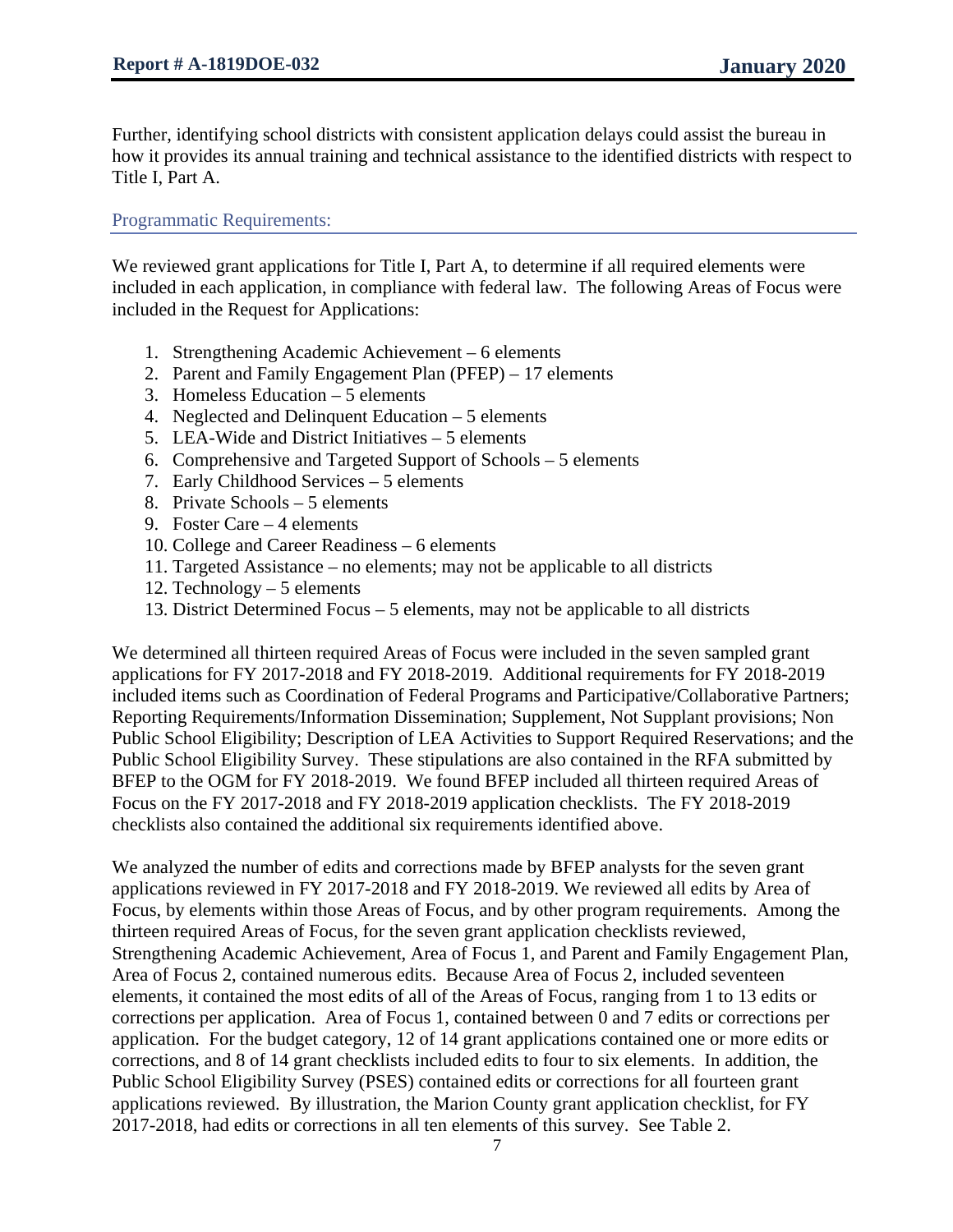Further, identifying school districts with consistent application delays could assist the bureau in how it provides its annual training and technical assistance to the identified districts with respect to Title I, Part A.

## Programmatic Requirements:

We reviewed grant applications for Title I, Part A, to determine if all required elements were included in each application, in compliance with federal law. The following Areas of Focus were included in the Request for Applications:

1. Strengthening Academic Achievement – 6 elements
2. Parent and Family Engagement Plan (PFEP) – 17 elements
3. Homeless Education – 5 elements
4. Neglected and Delinquent Education – 5 elements
5. LEA-Wide and District Initiatives – 5 elements
6. Comprehensive and Targeted Support of Schools – 5 elements
7. Early Childhood Services – 5 elements
8. Private Schools – 5 elements
9. Foster Care – 4 elements
10. College and Career Readiness – 6 elements
11. Targeted Assistance – no elements; may not be applicable to all districts
12. Technology – 5 elements
13. District Determined Focus – 5 elements, may not be applicable to all districts

We determined all thirteen required Areas of Focus were included in the seven sampled grant applications for FY 2017-2018 and FY 2018-2019. Additional requirements for FY 2018-2019 included items such as Coordination of Federal Programs and Participative/Collaborative Partners; Reporting Requirements/Information Dissemination; Supplement, Not Supplant provisions; Non Public School Eligibility; Description of LEA Activities to Support Required Reservations; and the Public School Eligibility Survey. These stipulations are also contained in the RFA submitted by BFEP to the OGM for FY 2018-2019. We found BFEP included all thirteen required Areas of Focus on the FY 2017-2018 and FY 2018-2019 application checklists. The FY 2018-2019 checklists also contained the additional six requirements identified above.

We analyzed the number of edits and corrections made by BFEP analysts for the seven grant applications reviewed in FY 2017-2018 and FY 2018-2019. We reviewed all edits by Area of Focus, by elements within those Areas of Focus, and by other program requirements. Among the thirteen required Areas of Focus, for the seven grant application checklists reviewed, Strengthening Academic Achievement, Area of Focus 1, and Parent and Family Engagement Plan, Area of Focus 2, contained numerous edits. Because Area of Focus 2, included seventeen elements, it contained the most edits of all of the Areas of Focus, ranging from 1 to 13 edits or corrections per application. Area of Focus 1, contained between 0 and 7 edits or corrections per application. For the budget category, 12 of 14 grant applications contained one or more edits or corrections, and 8 of 14 grant checklists included edits to four to six elements. In addition, the Public School Eligibility Survey (PSES) contained edits or corrections for all fourteen grant applications reviewed. By illustration, the Marion County grant application checklist, for FY 2017-2018, had edits or corrections in all ten elements of this survey. See Table 2.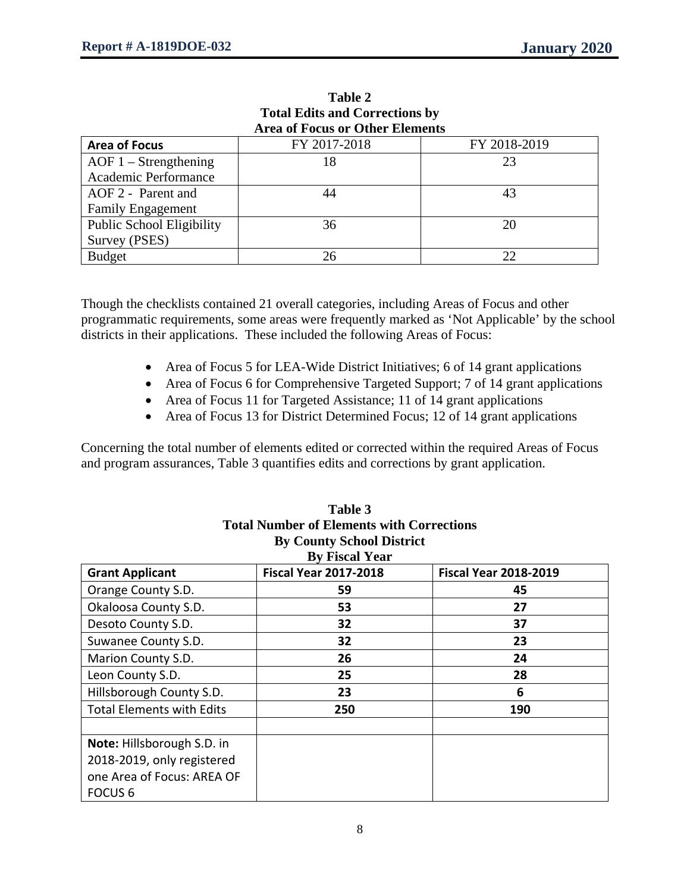**Table 2**
**Total Edits and Corrections by**
**Area of Focus or Other Elements**

| Area of Focus | FY 2017-2018 | FY 2018-2019 |
|---|---|---|
| AOF 1 – Strengthening Academic Performance | 18 | 23 |
| AOF 2 - Parent and Family Engagement | 44 | 43 |
| Public School Eligibility Survey (PSES) | 36 | 20 |
| Budget | 26 | 22 |

Though the checklists contained 21 overall categories, including Areas of Focus and other programmatic requirements, some areas were frequently marked as 'Not Applicable' by the school districts in their applications. These included the following Areas of Focus:

- Area of Focus 5 for LEA-Wide District Initiatives; 6 of 14 grant applications
- Area of Focus 6 for Comprehensive Targeted Support; 7 of 14 grant applications
- Area of Focus 11 for Targeted Assistance; 11 of 14 grant applications
- Area of Focus 13 for District Determined Focus; 12 of 14 grant applications

Concerning the total number of elements edited or corrected within the required Areas of Focus and program assurances, Table 3 quantifies edits and corrections by grant application.

**Table 3**
**Total Number of Elements with Corrections**
**By County School District**
**By Fiscal Year**

| Grant Applicant | Fiscal Year 2017-2018 | Fiscal Year 2018-2019 |
|---|---|---|
| Orange County S.D. | **59** | **45** |
| Okaloosa County S.D. | **53** | **27** |
| Desoto County S.D. | **32** | **37** |
| Suwanee County S.D. | **32** | **23** |
| Marion County S.D. | **26** | **24** |
| Leon County S.D. | **25** | **28** |
| Hillsborough County S.D. | **23** | **6** |
| Total Elements with Edits | **250** | **190** |
| | | |
| **Note:** Hillsborough S.D. in 2018-2019, only registered one Area of Focus: AREA OF FOCUS 6 | | |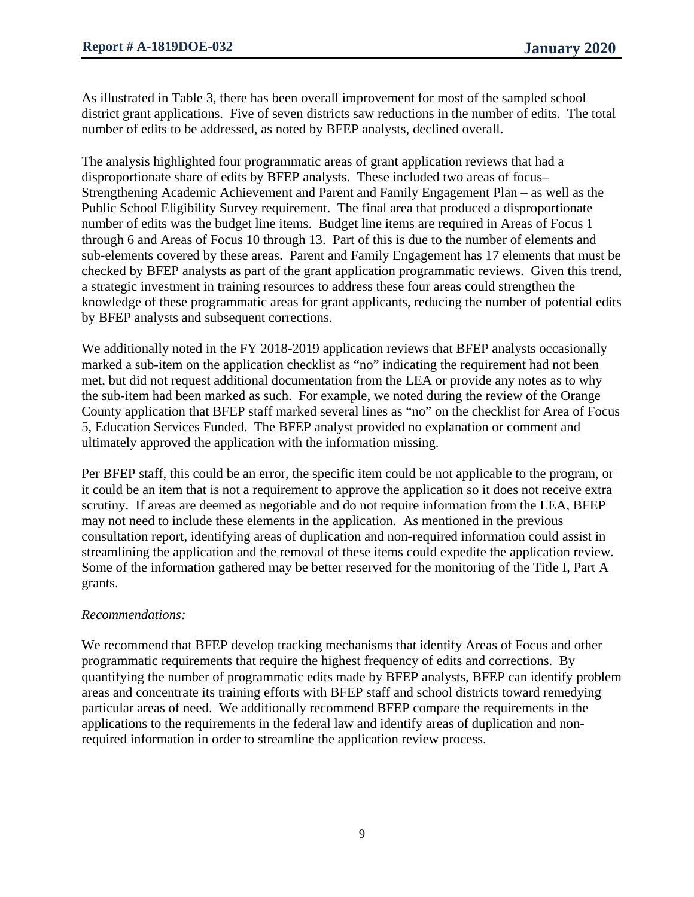As illustrated in Table 3, there has been overall improvement for most of the sampled school district grant applications. Five of seven districts saw reductions in the number of edits. The total number of edits to be addressed, as noted by BFEP analysts, declined overall.

The analysis highlighted four programmatic areas of grant application reviews that had a disproportionate share of edits by BFEP analysts. These included two areas of focus– Strengthening Academic Achievement and Parent and Family Engagement Plan – as well as the Public School Eligibility Survey requirement. The final area that produced a disproportionate number of edits was the budget line items. Budget line items are required in Areas of Focus 1 through 6 and Areas of Focus 10 through 13. Part of this is due to the number of elements and sub-elements covered by these areas. Parent and Family Engagement has 17 elements that must be checked by BFEP analysts as part of the grant application programmatic reviews. Given this trend, a strategic investment in training resources to address these four areas could strengthen the knowledge of these programmatic areas for grant applicants, reducing the number of potential edits by BFEP analysts and subsequent corrections.

We additionally noted in the FY 2018-2019 application reviews that BFEP analysts occasionally marked a sub-item on the application checklist as "no" indicating the requirement had not been met, but did not request additional documentation from the LEA or provide any notes as to why the sub-item had been marked as such. For example, we noted during the review of the Orange County application that BFEP staff marked several lines as "no" on the checklist for Area of Focus 5, Education Services Funded. The BFEP analyst provided no explanation or comment and ultimately approved the application with the information missing.

Per BFEP staff, this could be an error, the specific item could be not applicable to the program, or it could be an item that is not a requirement to approve the application so it does not receive extra scrutiny. If areas are deemed as negotiable and do not require information from the LEA, BFEP may not need to include these elements in the application. As mentioned in the previous consultation report, identifying areas of duplication and non-required information could assist in streamlining the application and the removal of these items could expedite the application review. Some of the information gathered may be better reserved for the monitoring of the Title I, Part A grants.

*Recommendations:*

We recommend that BFEP develop tracking mechanisms that identify Areas of Focus and other programmatic requirements that require the highest frequency of edits and corrections. By quantifying the number of programmatic edits made by BFEP analysts, BFEP can identify problem areas and concentrate its training efforts with BFEP staff and school districts toward remedying particular areas of need. We additionally recommend BFEP compare the requirements in the applications to the requirements in the federal law and identify areas of duplication and non-required information in order to streamline the application review process.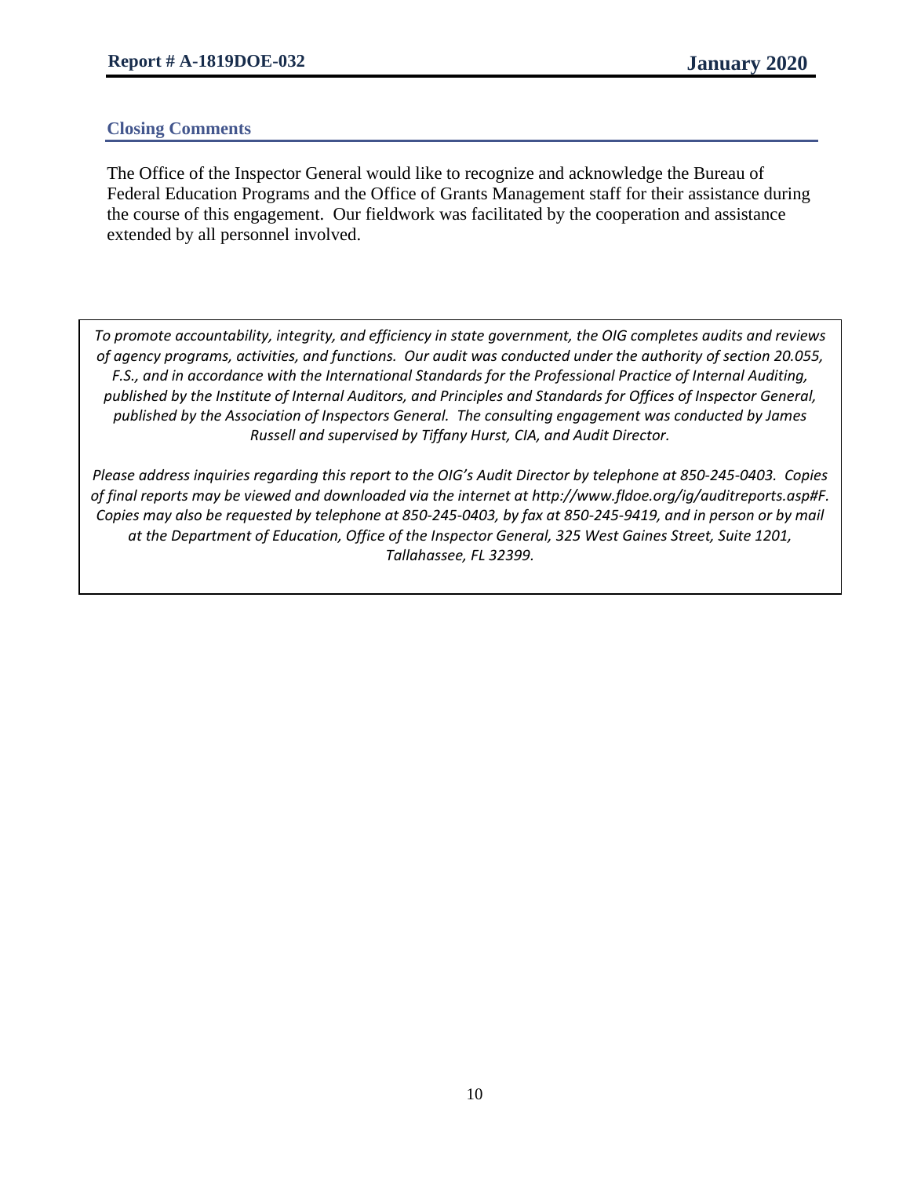## Closing Comments

The Office of the Inspector General would like to recognize and acknowledge the Bureau of Federal Education Programs and the Office of Grants Management staff for their assistance during the course of this engagement. Our fieldwork was facilitated by the cooperation and assistance extended by all personnel involved.

*To promote accountability, integrity, and efficiency in state government, the OIG completes audits and reviews of agency programs, activities, and functions. Our audit was conducted under the authority of section 20.055, F.S., and in accordance with the International Standards for the Professional Practice of Internal Auditing, published by the Institute of Internal Auditors, and Principles and Standards for Offices of Inspector General, published by the Association of Inspectors General. The consulting engagement was conducted by James Russell and supervised by Tiffany Hurst, CIA, and Audit Director.*

*Please address inquiries regarding this report to the OIG's Audit Director by telephone at 850-245-0403. Copies of final reports may be viewed and downloaded via the internet at http://www.fldoe.org/ig/auditreports.asp#F. Copies may also be requested by telephone at 850-245-0403, by fax at 850-245-9419, and in person or by mail at the Department of Education, Office of the Inspector General, 325 West Gaines Street, Suite 1201, Tallahassee, FL 32399.*